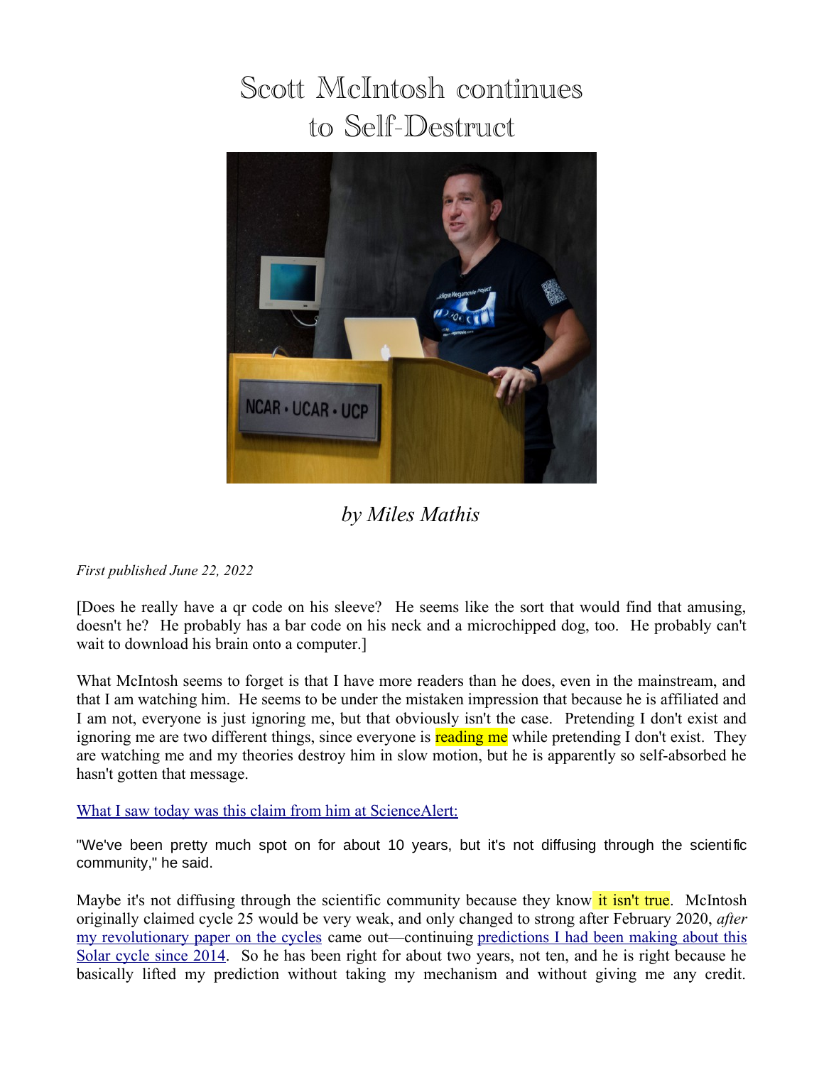# Scott McIntosh continues to Self-Destruct

*by Miles Mathis*

*First published June 22, 2022*

[Does he really have a qr code on his sleeve? He seems like the sort that would find that amusing, doesn't he? He probably has a bar code on his neck and a microchipped dog, too. He probably can't wait to download his brain onto a computer.]

What McIntosh seems to forget is that I have more readers than he does, even in the mainstream, and that I am watching him. He seems to be under the mistaken impression that because he is affiliated and I am not, everyone is just ignoring me, but that obviously isn't the case. Pretending I don't exist and ignoring me are two different things, since everyone is reading me while pretending I don't exist. They are watching me and my theories destroy him in slow motion, but he is apparently so self-absorbed he hasn't gotten that message.

What I saw today was this claim from him at ScienceAlert:

"We've been pretty much spot on for about 10 years, but it's not diffusing through the scientific community," he said.

Maybe it's not diffusing through the scientific community because they know it isn't true. McIntosh originally claimed cycle 25 would be very weak, and only changed to strong after February 2020, *after* my revolutionary paper on the cycles came out—continuing predictions I had been making about this Solar cycle since 2014. So he has been right for about two years, not ten, and he is right because he basically lifted my prediction without taking my mechanism and without giving me any credit.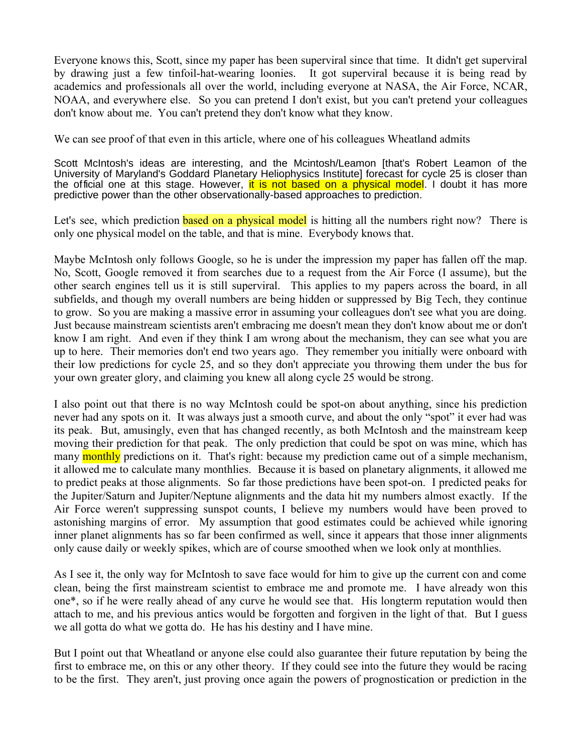Everyone knows this, Scott, since my paper has been superviral since that time. It didn't get superviral by drawing just a few tinfoil-hat-wearing loonies. It got superviral because it is being read by academics and professionals all over the world, including everyone at NASA, the Air Force, NCAR, NOAA, and everywhere else. So you can pretend I don't exist, but you can't pretend your colleagues don't know about me. You can't pretend they don't know what they know.

We can see proof of that even in this article, where one of his colleagues Wheatland admits

> Scott McIntosh's ideas are interesting, and the Mcintosh/Leamon [that's Robert Leamon of the University of Maryland's Goddard Planetary Heliophysics Institute] forecast for cycle 25 is closer than the official one at this stage. However, it is not based on a physical model. I doubt it has more predictive power than the other observationally-based approaches to prediction.

Let's see, which prediction based on a physical model is hitting all the numbers right now? There is only one physical model on the table, and that is mine. Everybody knows that.

Maybe McIntosh only follows Google, so he is under the impression my paper has fallen off the map. No, Scott, Google removed it from searches due to a request from the Air Force (I assume), but the other search engines tell us it is still superviral. This applies to my papers across the board, in all subfields, and though my overall numbers are being hidden or suppressed by Big Tech, they continue to grow. So you are making a massive error in assuming your colleagues don't see what you are doing. Just because mainstream scientists aren't embracing me doesn't mean they don't know about me or don't know I am right. And even if they think I am wrong about the mechanism, they can see what you are up to here. Their memories don't end two years ago. They remember you initially were onboard with their low predictions for cycle 25, and so they don't appreciate you throwing them under the bus for your own greater glory, and claiming you knew all along cycle 25 would be strong.

I also point out that there is no way McIntosh could be spot-on about anything, since his prediction never had any spots on it. It was always just a smooth curve, and about the only "spot" it ever had was its peak. But, amusingly, even that has changed recently, as both McIntosh and the mainstream keep moving their prediction for that peak. The only prediction that could be spot on was mine, which has many monthly predictions on it. That's right: because my prediction came out of a simple mechanism, it allowed me to calculate many monthlies. Because it is based on planetary alignments, it allowed me to predict peaks at those alignments. So far those predictions have been spot-on. I predicted peaks for the Jupiter/Saturn and Jupiter/Neptune alignments and the data hit my numbers almost exactly. If the Air Force weren't suppressing sunspot counts, I believe my numbers would have been proved to astonishing margins of error. My assumption that good estimates could be achieved while ignoring inner planet alignments has so far been confirmed as well, since it appears that those inner alignments only cause daily or weekly spikes, which are of course smoothed when we look only at monthlies.

As I see it, the only way for McIntosh to save face would for him to give up the current con and come clean, being the first mainstream scientist to embrace me and promote me. I have already won this one*, so if he were really ahead of any curve he would see that. His longterm reputation would then attach to me, and his previous antics would be forgotten and forgiven in the light of that. But I guess we all gotta do what we gotta do. He has his destiny and I have mine.

But I point out that Wheatland or anyone else could also guarantee their future reputation by being the first to embrace me, on this or any other theory. If they could see into the future they would be racing to be the first. They aren't, just proving once again the powers of prognostication or prediction in the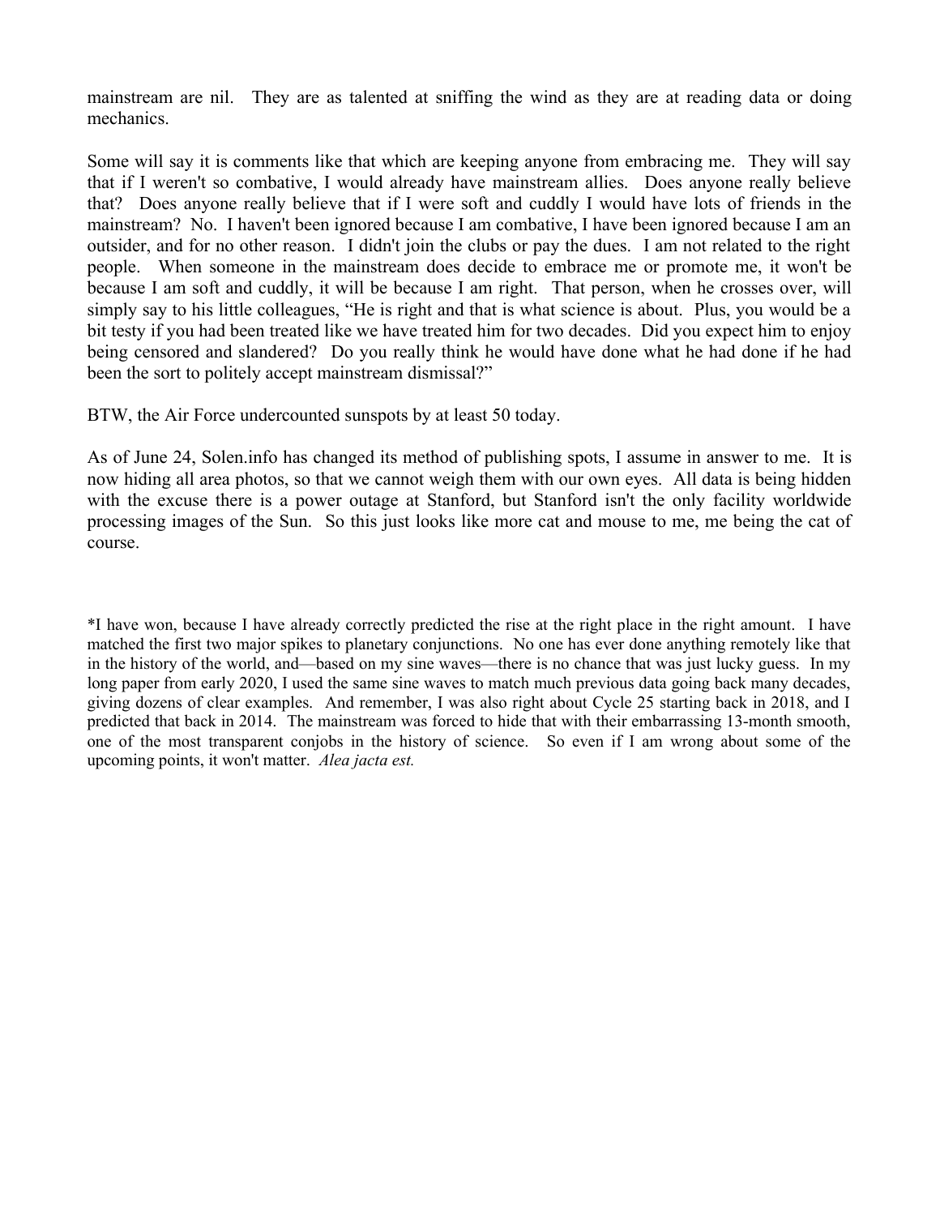mainstream are nil. They are as talented at sniffing the wind as they are at reading data or doing mechanics.

Some will say it is comments like that which are keeping anyone from embracing me. They will say that if I weren't so combative, I would already have mainstream allies. Does anyone really believe that? Does anyone really believe that if I were soft and cuddly I would have lots of friends in the mainstream? No. I haven't been ignored because I am combative, I have been ignored because I am an outsider, and for no other reason. I didn't join the clubs or pay the dues. I am not related to the right people. When someone in the mainstream does decide to embrace me or promote me, it won't be because I am soft and cuddly, it will be because I am right. That person, when he crosses over, will simply say to his little colleagues, "He is right and that is what science is about. Plus, you would be a bit testy if you had been treated like we have treated him for two decades. Did you expect him to enjoy being censored and slandered? Do you really think he would have done what he had done if he had been the sort to politely accept mainstream dismissal?"

BTW, the Air Force undercounted sunspots by at least 50 today.

As of June 24, Solen.info has changed its method of publishing spots, I assume in answer to me. It is now hiding all area photos, so that we cannot weigh them with our own eyes. All data is being hidden with the excuse there is a power outage at Stanford, but Stanford isn't the only facility worldwide processing images of the Sun. So this just looks like more cat and mouse to me, me being the cat of course.

*I have won, because I have already correctly predicted the rise at the right place in the right amount. I have matched the first two major spikes to planetary conjunctions. No one has ever done anything remotely like that in the history of the world, and—based on my sine waves—there is no chance that was just lucky guess. In my long paper from early 2020, I used the same sine waves to match much previous data going back many decades, giving dozens of clear examples. And remember, I was also right about Cycle 25 starting back in 2018, and I predicted that back in 2014. The mainstream was forced to hide that with their embarrassing 13-month smooth, one of the most transparent conjobs in the history of science. So even if I am wrong about some of the upcoming points, it won't matter. *Alea jacta est.*